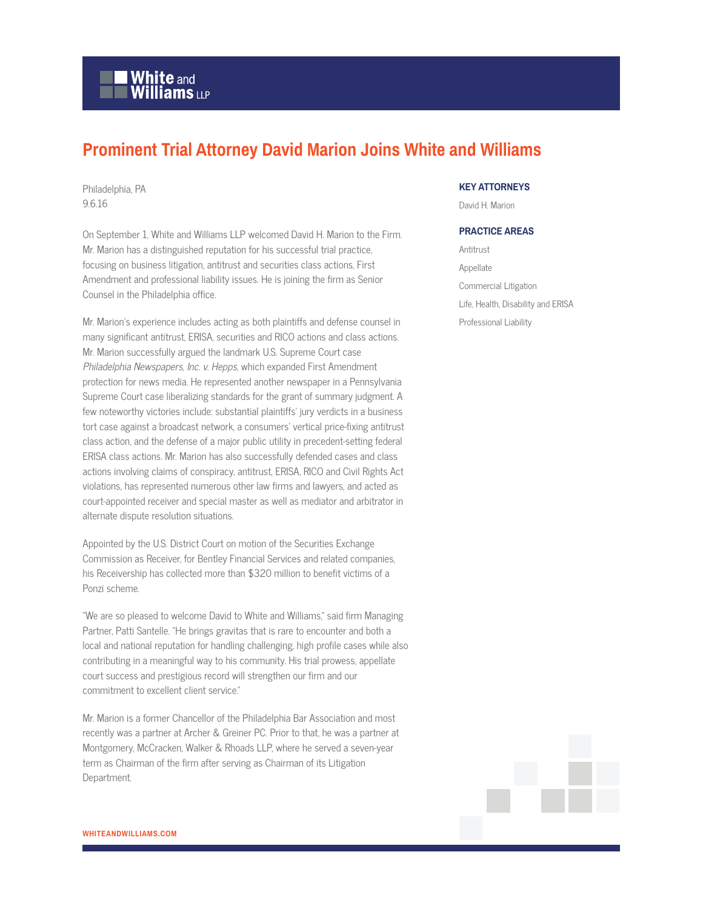# Prominent Trial Attorney David Marion Joins White and Williams

Philadelphia, PA
9.6.16

On September 1, White and Williams LLP welcomed David H. Marion to the Firm. Mr. Marion has a distinguished reputation for his successful trial practice, focusing on business litigation, antitrust and securities class actions, First Amendment and professional liability issues. He is joining the firm as Senior Counsel in the Philadelphia office.

Mr. Marion's experience includes acting as both plaintiffs and defense counsel in many significant antitrust, ERISA, securities and RICO actions and class actions. Mr. Marion successfully argued the landmark U.S. Supreme Court case *Philadelphia Newspapers, Inc. v. Hepps*, which expanded First Amendment protection for news media. He represented another newspaper in a Pennsylvania Supreme Court case liberalizing standards for the grant of summary judgment. A few noteworthy victories include: substantial plaintiffs' jury verdicts in a business tort case against a broadcast network, a consumers' vertical price-fixing antitrust class action, and the defense of a major public utility in precedent-setting federal ERISA class actions. Mr. Marion has also successfully defended cases and class actions involving claims of conspiracy, antitrust, ERISA, RICO and Civil Rights Act violations, has represented numerous other law firms and lawyers, and acted as court-appointed receiver and special master as well as mediator and arbitrator in alternate dispute resolution situations.

Appointed by the U.S. District Court on motion of the Securities Exchange Commission as Receiver, for Bentley Financial Services and related companies, his Receivership has collected more than $320 million to benefit victims of a Ponzi scheme.

"We are so pleased to welcome David to White and Williams," said firm Managing Partner, Patti Santelle. "He brings gravitas that is rare to encounter and both a local and national reputation for handling challenging, high profile cases while also contributing in a meaningful way to his community. His trial prowess, appellate court success and prestigious record will strengthen our firm and our commitment to excellent client service."

Mr. Marion is a former Chancellor of the Philadelphia Bar Association and most recently was a partner at Archer & Greiner PC. Prior to that, he was a partner at Montgomery, McCracken, Walker & Rhoads LLP, where he served a seven-year term as Chairman of the firm after serving as Chairman of its Litigation Department.

### KEY ATTORNEYS

David H. Marion

### PRACTICE AREAS

- Antitrust
- Appellate
- Commercial Litigation
- Life, Health, Disability and ERISA
- Professional Liability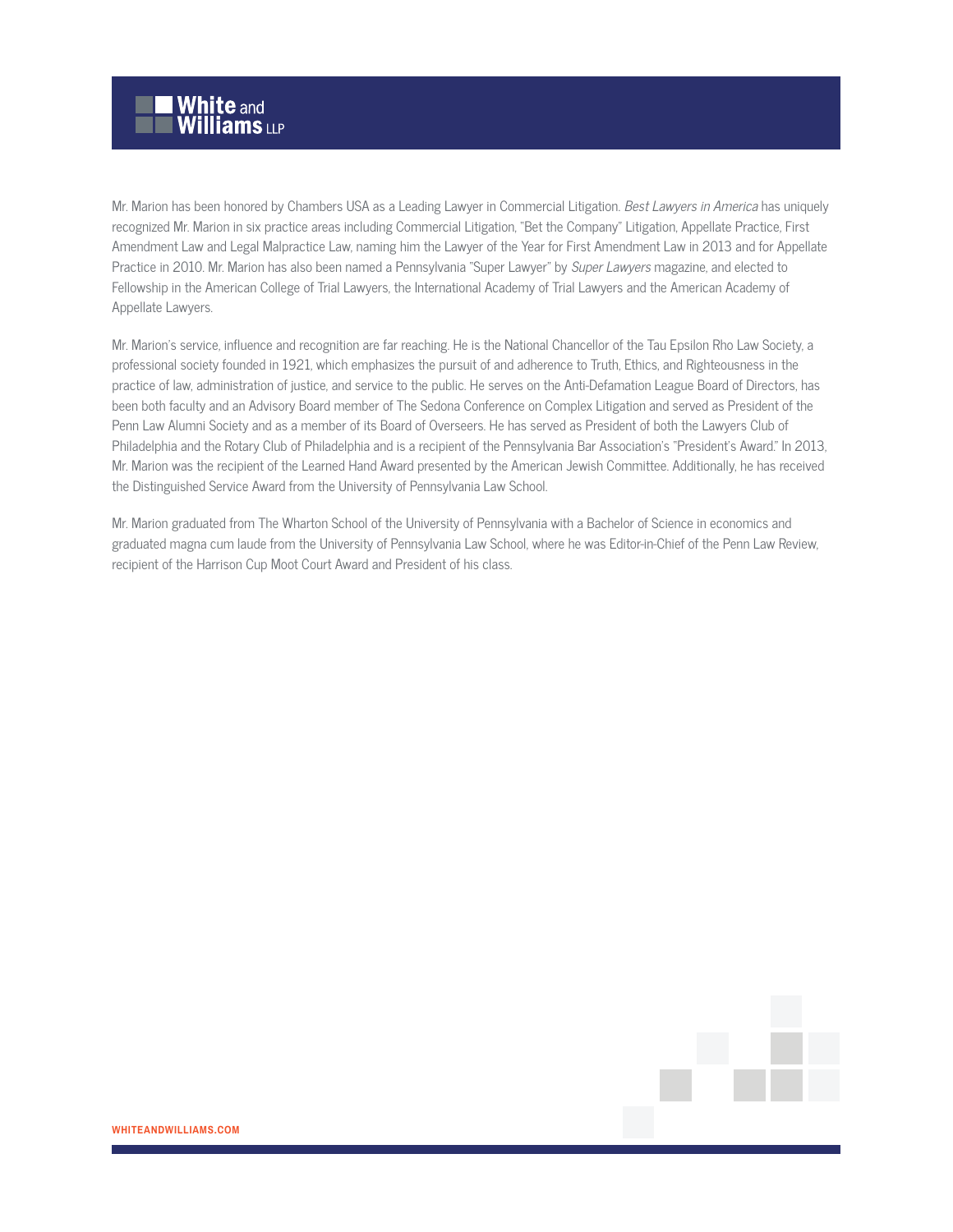Mr. Marion has been honored by Chambers USA as a Leading Lawyer in Commercial Litigation. *Best Lawyers in America* has uniquely recognized Mr. Marion in six practice areas including Commercial Litigation, "Bet the Company" Litigation, Appellate Practice, First Amendment Law and Legal Malpractice Law, naming him the Lawyer of the Year for First Amendment Law in 2013 and for Appellate Practice in 2010. Mr. Marion has also been named a Pennsylvania "Super Lawyer" by *Super Lawyers* magazine, and elected to Fellowship in the American College of Trial Lawyers, the International Academy of Trial Lawyers and the American Academy of Appellate Lawyers.

Mr. Marion's service, influence and recognition are far reaching. He is the National Chancellor of the Tau Epsilon Rho Law Society, a professional society founded in 1921, which emphasizes the pursuit of and adherence to Truth, Ethics, and Righteousness in the practice of law, administration of justice, and service to the public. He serves on the Anti-Defamation League Board of Directors, has been both faculty and an Advisory Board member of The Sedona Conference on Complex Litigation and served as President of the Penn Law Alumni Society and as a member of its Board of Overseers. He has served as President of both the Lawyers Club of Philadelphia and the Rotary Club of Philadelphia and is a recipient of the Pennsylvania Bar Association's "President's Award." In 2013, Mr. Marion was the recipient of the Learned Hand Award presented by the American Jewish Committee. Additionally, he has received the Distinguished Service Award from the University of Pennsylvania Law School.

Mr. Marion graduated from The Wharton School of the University of Pennsylvania with a Bachelor of Science in economics and graduated magna cum laude from the University of Pennsylvania Law School, where he was Editor-in-Chief of the Penn Law Review, recipient of the Harrison Cup Moot Court Award and President of his class.